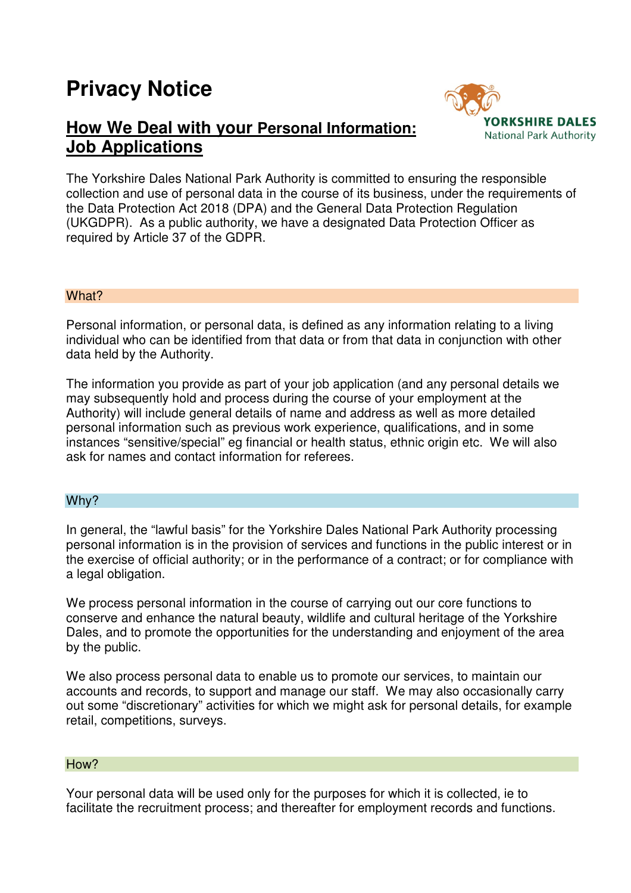# Privacy Notice

## How We Deal with your Personal Information: Job Applications

The Yorkshire Dales National Park Authority is committed to ensuring the responsible collection and use of personal data in the course of its business, under the requirements of the Data Protection Act 2018 (DPA) and the General Data Protection Regulation (UKGDPR). As a public authority, we have a designated Data Protection Officer as required by Article 37 of the GDPR.

### What?

Personal information, or personal data, is defined as any information relating to a living individual who can be identified from that data or from that data in conjunction with other data held by the Authority.

The information you provide as part of your job application (and any personal details we may subsequently hold and process during the course of your employment at the Authority) will include general details of name and address as well as more detailed personal information such as previous work experience, qualifications, and in some instances "sensitive/special" eg financial or health status, ethnic origin etc. We will also ask for names and contact information for referees.

### Why?

In general, the "lawful basis" for the Yorkshire Dales National Park Authority processing personal information is in the provision of services and functions in the public interest or in the exercise of official authority; or in the performance of a contract; or for compliance with a legal obligation.

We process personal information in the course of carrying out our core functions to conserve and enhance the natural beauty, wildlife and cultural heritage of the Yorkshire Dales, and to promote the opportunities for the understanding and enjoyment of the area by the public.

We also process personal data to enable us to promote our services, to maintain our accounts and records, to support and manage our staff. We may also occasionally carry out some "discretionary" activities for which we might ask for personal details, for example retail, competitions, surveys.

### How?

Your personal data will be used only for the purposes for which it is collected, ie to facilitate the recruitment process; and thereafter for employment records and functions.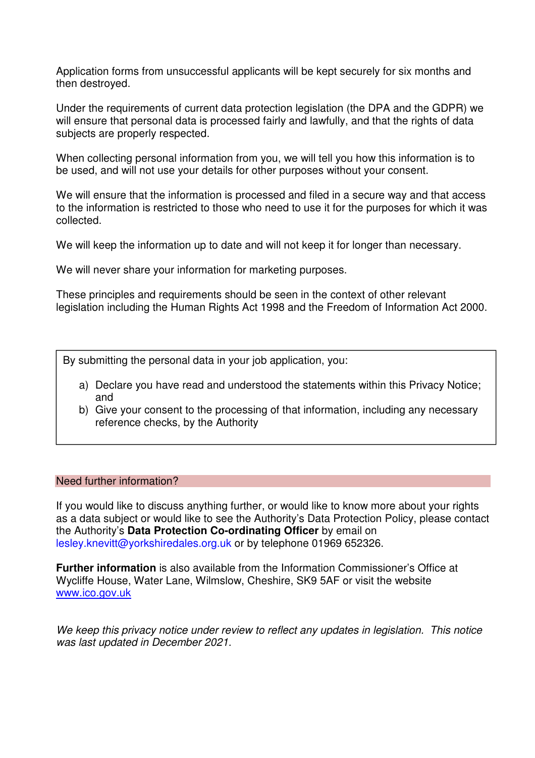Application forms from unsuccessful applicants will be kept securely for six months and then destroyed.

Under the requirements of current data protection legislation (the DPA and the GDPR) we will ensure that personal data is processed fairly and lawfully, and that the rights of data subjects are properly respected.

When collecting personal information from you, we will tell you how this information is to be used, and will not use your details for other purposes without your consent.

We will ensure that the information is processed and filed in a secure way and that access to the information is restricted to those who need to use it for the purposes for which it was collected.

We will keep the information up to date and will not keep it for longer than necessary.

We will never share your information for marketing purposes.

These principles and requirements should be seen in the context of other relevant legislation including the Human Rights Act 1998 and the Freedom of Information Act 2000.

By submitting the personal data in your job application, you:

a) Declare you have read and understood the statements within this Privacy Notice; and
b) Give your consent to the processing of that information, including any necessary reference checks, by the Authority

## Need further information?

If you would like to discuss anything further, or would like to know more about your rights as a data subject or would like to see the Authority's Data Protection Policy, please contact the Authority's **Data Protection Co-ordinating Officer** by email on lesley.knevitt@yorkshiredales.org.uk or by telephone 01969 652326.

**Further information** is also available from the Information Commissioner's Office at Wycliffe House, Water Lane, Wilmslow, Cheshire, SK9 5AF or visit the website www.ico.gov.uk

*We keep this privacy notice under review to reflect any updates in legislation. This notice was last updated in December 2021.*